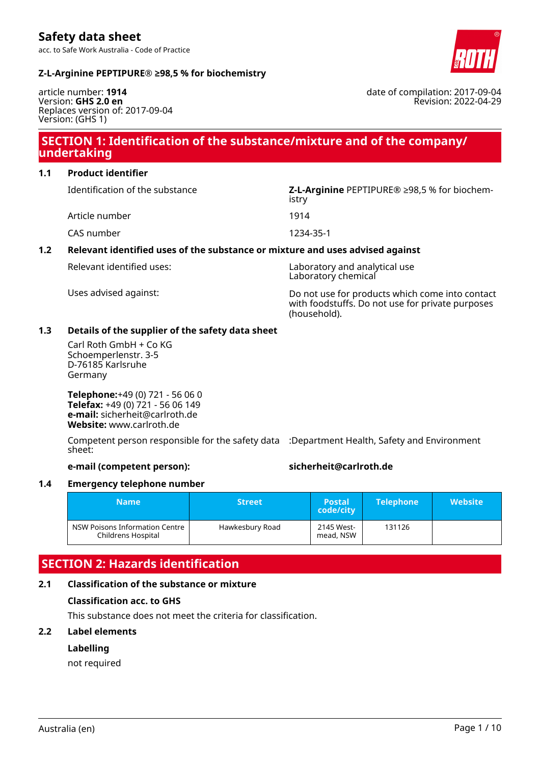# Safety data sheet

acc. to Safe Work Australia - Code of Practice

**Z-L-Arginine PEPTIPURE® ≥98,5 % for biochemistry**

article number: **1914**
Version: **GHS 2.0 en**
Replaces version of: 2017-09-04
Version: (GHS 1)

date of compilation: 2017-09-04
Revision: 2022-04-29

## SECTION 1: Identification of the substance/mixture and of the company/undertaking

### 1.1 Product identifier

| | |
|---|---|
| Identification of the substance | **Z-L-Arginine** PEPTIPURE® ≥98,5 % for biochemistry |
| Article number | 1914 |
| CAS number | 1234-35-1 |

### 1.2 Relevant identified uses of the substance or mixture and uses advised against

| | |
|---|---|
| Relevant identified uses: | Laboratory and analytical use<br>Laboratory chemical |
| Uses advised against: | Do not use for products which come into contact with foodstuffs. Do not use for private purposes (household). |

### 1.3 Details of the supplier of the safety data sheet

Carl Roth GmbH + Co KG
Schoemperlenstr. 3-5
D-76185 Karlsruhe
Germany

**Telephone:**+49 (0) 721 - 56 06 0
**Telefax:** +49 (0) 721 - 56 06 149
**e-mail:** sicherheit@carlroth.de
**Website:** www.carlroth.de

Competent person responsible for the safety data sheet: :Department Health, Safety and Environment

**e-mail (competent person):** **sicherheit@carlroth.de**

### 1.4 Emergency telephone number

| Name | Street | Postal code/city | Telephone | Website |
|---|---|---|---|---|
| NSW Poisons Information Centre Childrens Hospital | Hawkesbury Road | 2145 Westmead, NSW | 131126 | |

## SECTION 2: Hazards identification

### 2.1 Classification of the substance or mixture

**Classification acc. to GHS**

This substance does not meet the criteria for classification.

### 2.2 Label elements

**Labelling**

not required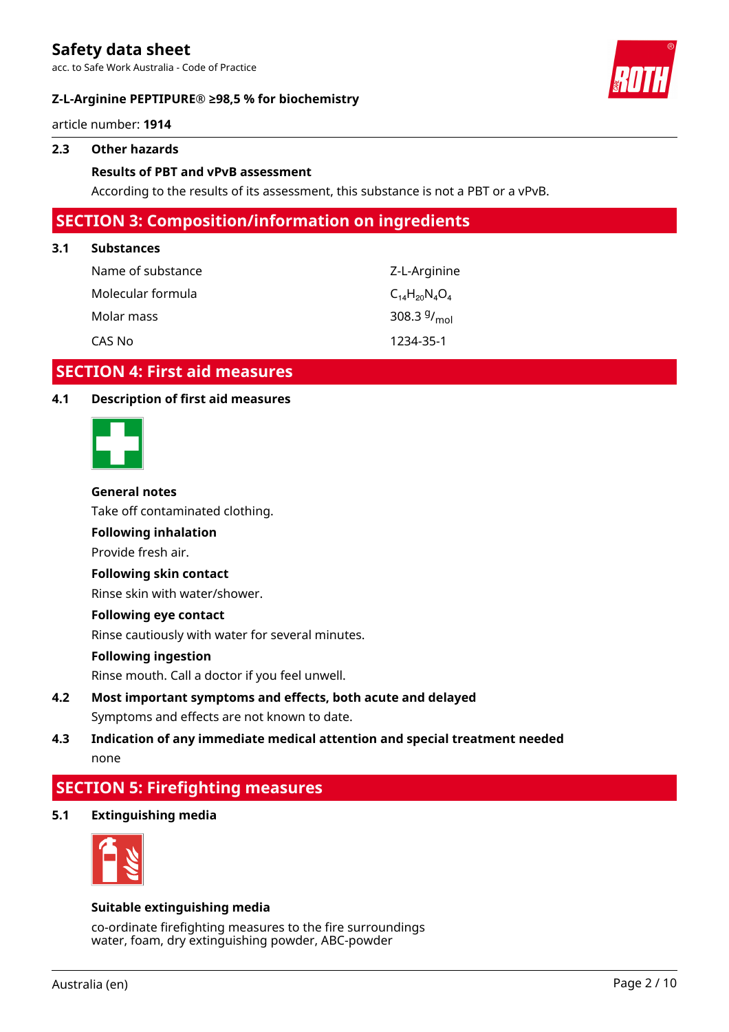### 2.3 Other hazards

**Results of PBT and vPvB assessment**

According to the results of its assessment, this substance is not a PBT or a vPvB.

## SECTION 3: Composition/information on ingredients

### 3.1 Substances

| | |
|---|---|
| Name of substance | Z-L-Arginine |
| Molecular formula | $C_{14}H_{20}N_4O_4$ |
| Molar mass | 308.3 $^{g}/_{mol}$ |
| CAS No | 1234-35-1 |

## SECTION 4: First aid measures

### 4.1 Description of first aid measures

**General notes**

Take off contaminated clothing.

**Following inhalation**

Provide fresh air.

**Following skin contact**

Rinse skin with water/shower.

**Following eye contact**

Rinse cautiously with water for several minutes.

**Following ingestion**

Rinse mouth. Call a doctor if you feel unwell.

### 4.2 Most important symptoms and effects, both acute and delayed

Symptoms and effects are not known to date.

### 4.3 Indication of any immediate medical attention and special treatment needed

none

## SECTION 5: Firefighting measures

### 5.1 Extinguishing media

**Suitable extinguishing media**

co-ordinate firefighting measures to the fire surroundings
water, foam, dry extinguishing powder, ABC-powder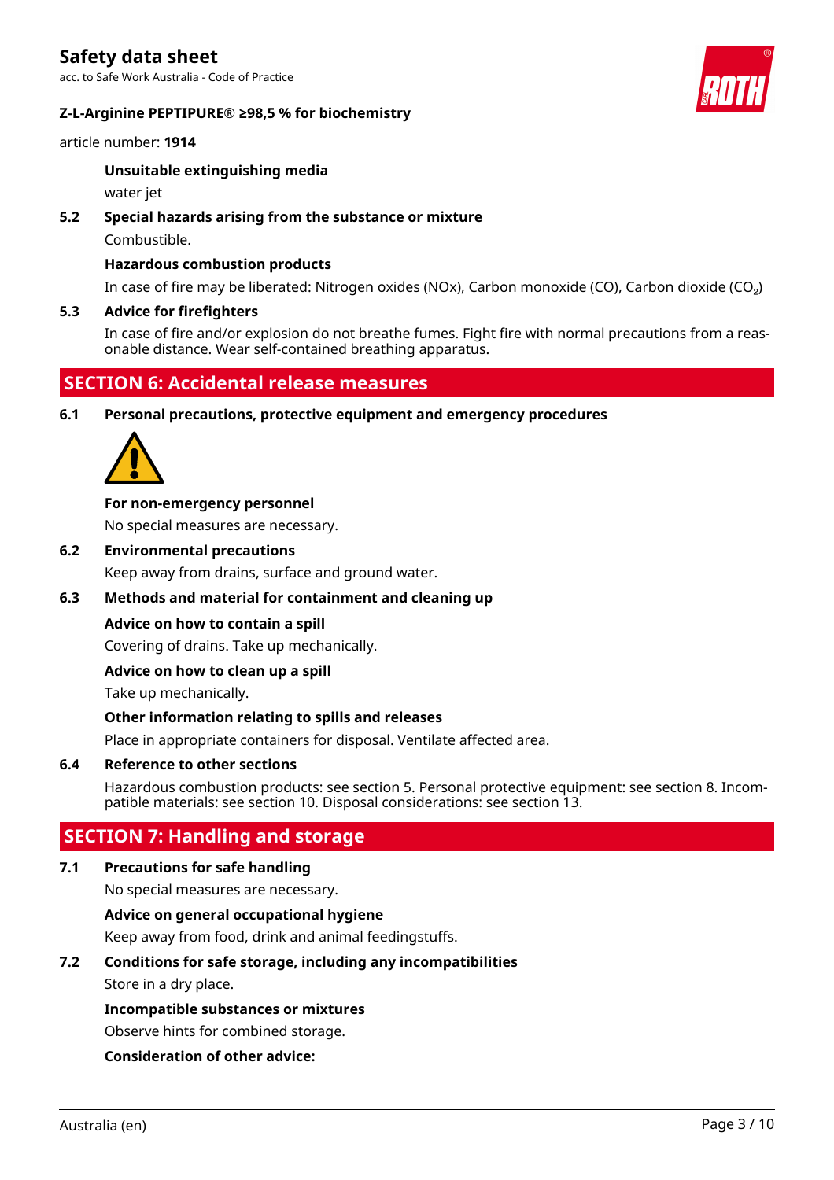**Unsuitable extinguishing media**

water jet

**5.2 Special hazards arising from the substance or mixture**

Combustible.

**Hazardous combustion products**

In case of fire may be liberated: Nitrogen oxides (NOx), Carbon monoxide (CO), Carbon dioxide ($CO_2$)

**5.3 Advice for firefighters**

In case of fire and/or explosion do not breathe fumes. Fight fire with normal precautions from a reasonable distance. Wear self-contained breathing apparatus.

## SECTION 6: Accidental release measures

**6.1 Personal precautions, protective equipment and emergency procedures**

**For non-emergency personnel**

No special measures are necessary.

**6.2 Environmental precautions**

Keep away from drains, surface and ground water.

**6.3 Methods and material for containment and cleaning up**

**Advice on how to contain a spill**

Covering of drains. Take up mechanically.

**Advice on how to clean up a spill**

Take up mechanically.

**Other information relating to spills and releases**

Place in appropriate containers for disposal. Ventilate affected area.

**6.4 Reference to other sections**

Hazardous combustion products: see section 5. Personal protective equipment: see section 8. Incompatible materials: see section 10. Disposal considerations: see section 13.

## SECTION 7: Handling and storage

**7.1 Precautions for safe handling**

No special measures are necessary.

**Advice on general occupational hygiene**

Keep away from food, drink and animal feedingstuffs.

**7.2 Conditions for safe storage, including any incompatibilities**

Store in a dry place.

**Incompatible substances or mixtures**

Observe hints for combined storage.

**Consideration of other advice:**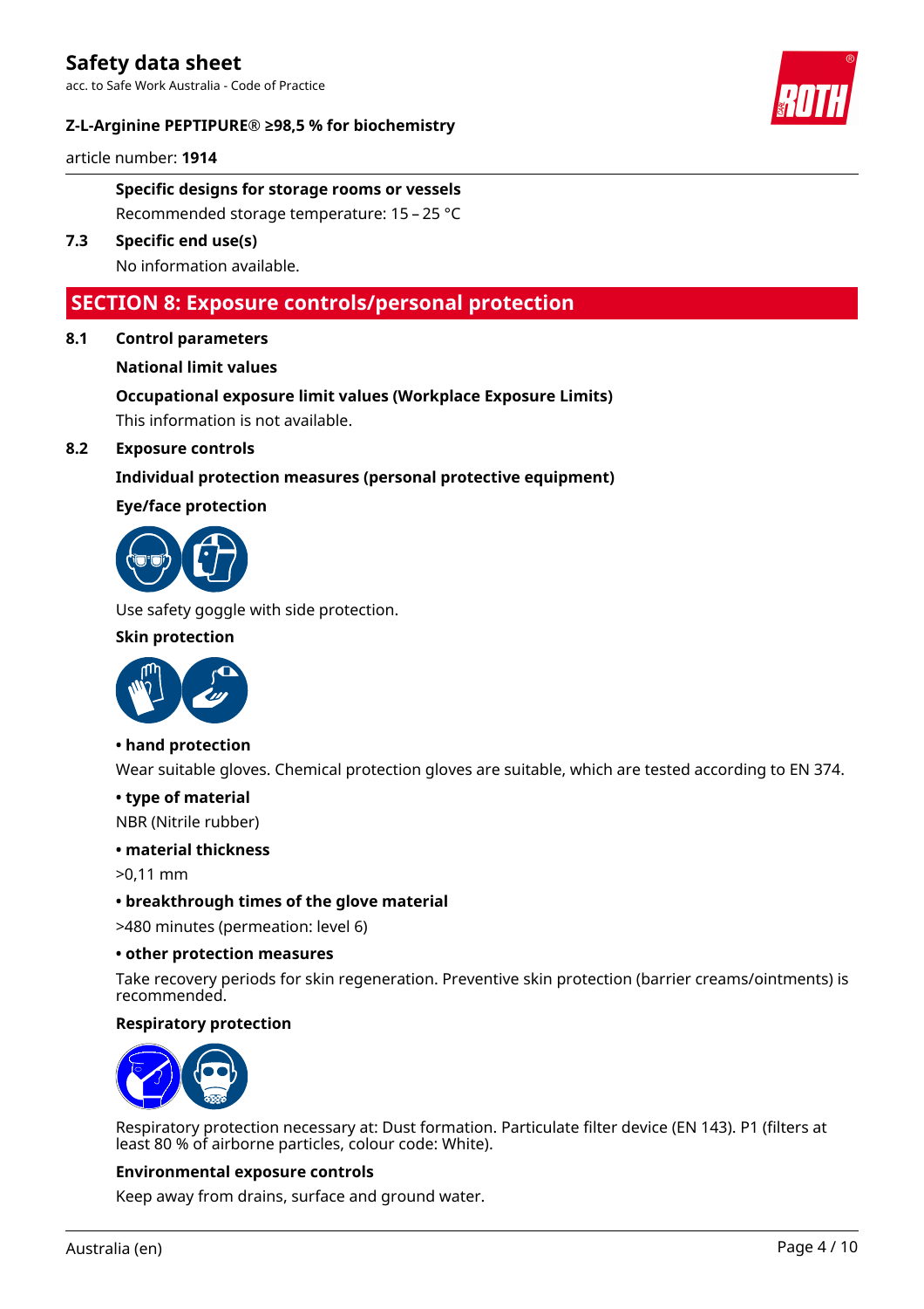**Specific designs for storage rooms or vessels**

Recommended storage temperature: 15 – 25 °C

**7.3 Specific end use(s)**

No information available.

## SECTION 8: Exposure controls/personal protection

**8.1 Control parameters**

**National limit values**

**Occupational exposure limit values (Workplace Exposure Limits)**

This information is not available.

**8.2 Exposure controls**

**Individual protection measures (personal protective equipment)**

**Eye/face protection**

Use safety goggle with side protection.

**Skin protection**

**• hand protection**

Wear suitable gloves. Chemical protection gloves are suitable, which are tested according to EN 374.

**• type of material**

NBR (Nitrile rubber)

**• material thickness**

>0,11 mm

**• breakthrough times of the glove material**

>480 minutes (permeation: level 6)

**• other protection measures**

Take recovery periods for skin regeneration. Preventive skin protection (barrier creams/ointments) is recommended.

**Respiratory protection**

Respiratory protection necessary at: Dust formation. Particulate filter device (EN 143). P1 (filters at least 80 % of airborne particles, colour code: White).

**Environmental exposure controls**

Keep away from drains, surface and ground water.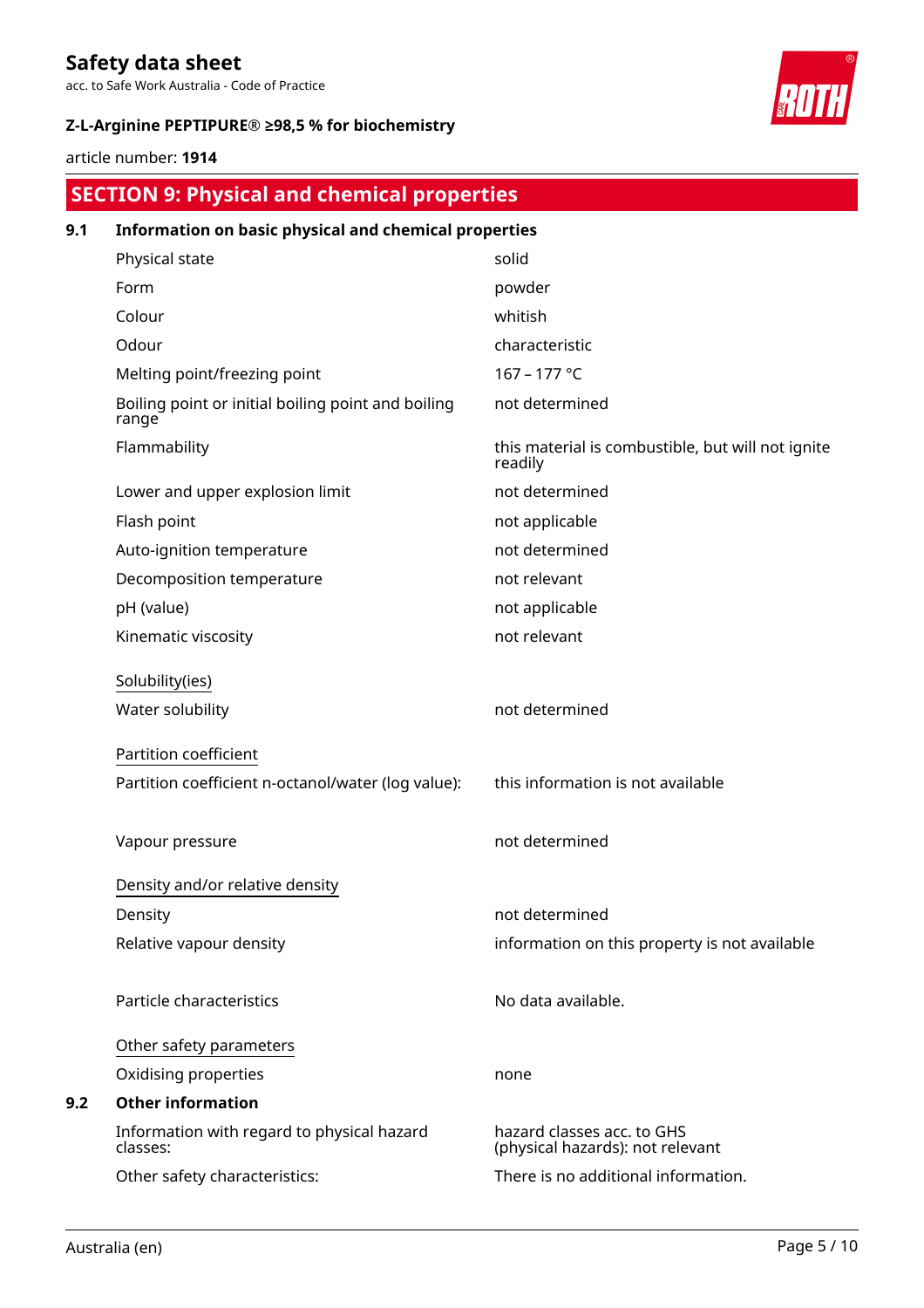## SECTION 9: Physical and chemical properties

### 9.1 Information on basic physical and chemical properties

| Property | Value |
|---|---|
| Physical state | solid |
| Form | powder |
| Colour | whitish |
| Odour | characteristic |
| Melting point/freezing point | 167 – 177 °C |
| Boiling point or initial boiling point and boiling range | not determined |
| Flammability | this material is combustible, but will not ignite readily |
| Lower and upper explosion limit | not determined |
| Flash point | not applicable |
| Auto-ignition temperature | not determined |
| Decomposition temperature | not relevant |
| pH (value) | not applicable |
| Kinematic viscosity | not relevant |

Solubility(ies)

| Property | Value |
|---|---|
| Water solubility | not determined |

Partition coefficient

| Property | Value |
|---|---|
| Partition coefficient n-octanol/water (log value): | this information is not available |
| Vapour pressure | not determined |

Density and/or relative density

| Property | Value |
|---|---|
| Density | not determined |
| Relative vapour density | information on this property is not available |
| Particle characteristics | No data available. |

Other safety parameters

| Property | Value |
|---|---|
| Oxidising properties | none |

### 9.2 Other information

| Property | Value |
|---|---|
| Information with regard to physical hazard classes: | hazard classes acc. to GHS (physical hazards): not relevant |
| Other safety characteristics: | There is no additional information. |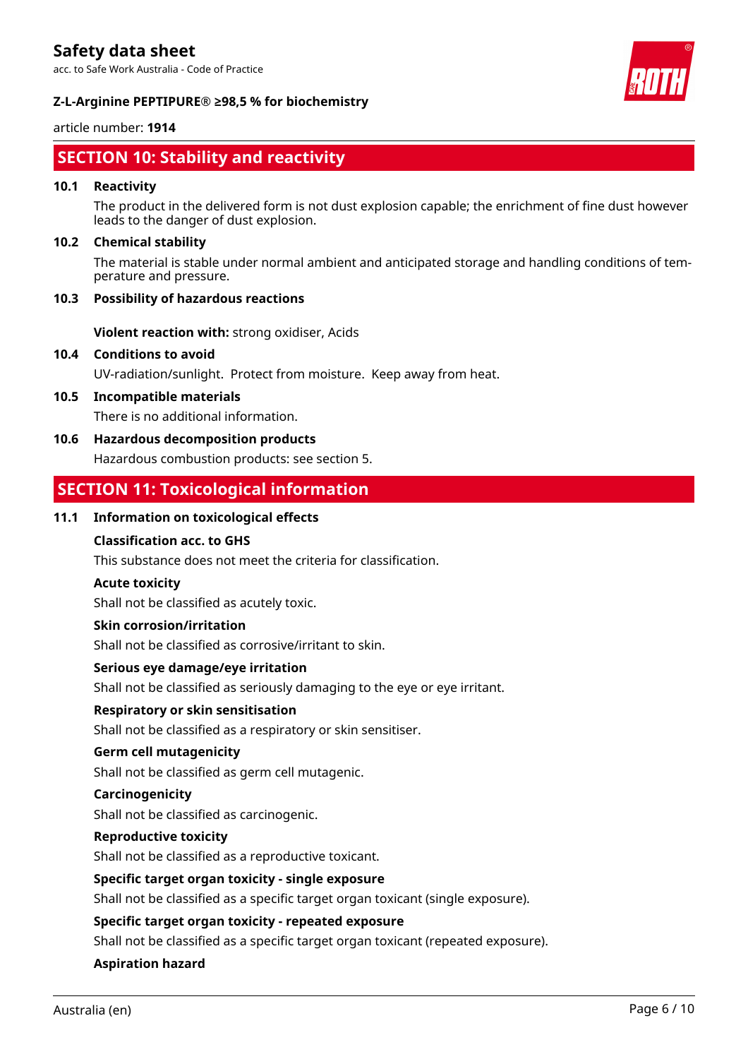## SECTION 10: Stability and reactivity

### 10.1 Reactivity

The product in the delivered form is not dust explosion capable; the enrichment of fine dust however leads to the danger of dust explosion.

### 10.2 Chemical stability

The material is stable under normal ambient and anticipated storage and handling conditions of temperature and pressure.

### 10.3 Possibility of hazardous reactions

**Violent reaction with:** strong oxidiser, Acids

### 10.4 Conditions to avoid

UV-radiation/sunlight. Protect from moisture. Keep away from heat.

### 10.5 Incompatible materials

There is no additional information.

### 10.6 Hazardous decomposition products

Hazardous combustion products: see section 5.

## SECTION 11: Toxicological information

### 11.1 Information on toxicological effects

**Classification acc. to GHS**

This substance does not meet the criteria for classification.

**Acute toxicity**

Shall not be classified as acutely toxic.

**Skin corrosion/irritation**

Shall not be classified as corrosive/irritant to skin.

**Serious eye damage/eye irritation**

Shall not be classified as seriously damaging to the eye or eye irritant.

**Respiratory or skin sensitisation**

Shall not be classified as a respiratory or skin sensitiser.

**Germ cell mutagenicity**

Shall not be classified as germ cell mutagenic.

**Carcinogenicity**

Shall not be classified as carcinogenic.

**Reproductive toxicity**

Shall not be classified as a reproductive toxicant.

**Specific target organ toxicity - single exposure**

Shall not be classified as a specific target organ toxicant (single exposure).

**Specific target organ toxicity - repeated exposure**

Shall not be classified as a specific target organ toxicant (repeated exposure).

**Aspiration hazard**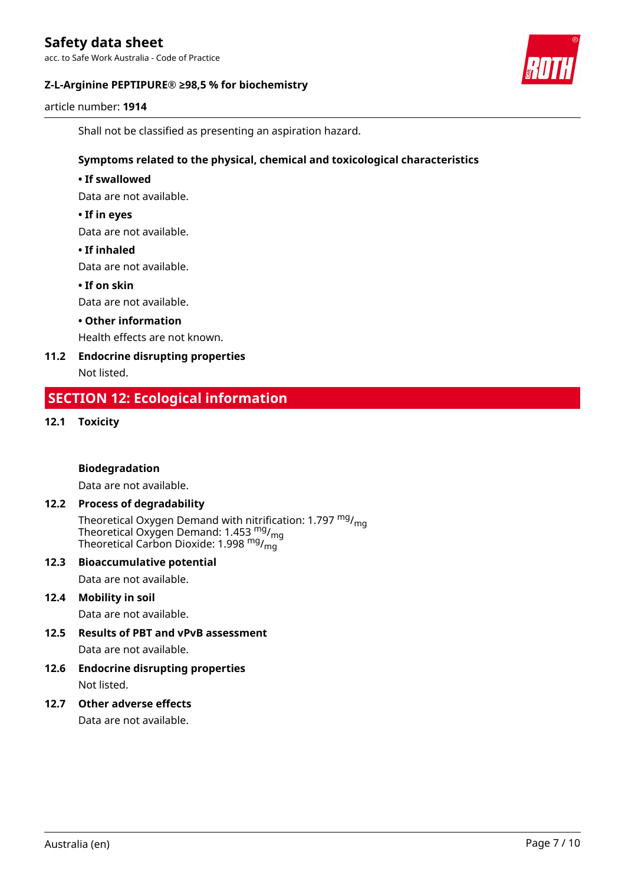Shall not be classified as presenting an aspiration hazard.

**Symptoms related to the physical, chemical and toxicological characteristics**

**• If swallowed**

Data are not available.

**• If in eyes**

Data are not available.

**• If inhaled**

Data are not available.

**• If on skin**

Data are not available.

**• Other information**

Health effects are not known.

### 11.2 Endocrine disrupting properties

Not listed.

## SECTION 12: Ecological information

### 12.1 Toxicity

**Biodegradation**

Data are not available.

### 12.2 Process of degradability

Theoretical Oxygen Demand with nitrification: 1.797 $^{mg}/_{mg}$
Theoretical Oxygen Demand: 1.453 $^{mg}/_{mg}$
Theoretical Carbon Dioxide: 1.998 $^{mg}/_{mg}$

### 12.3 Bioaccumulative potential

Data are not available.

### 12.4 Mobility in soil

Data are not available.

### 12.5 Results of PBT and vPvB assessment

Data are not available.

### 12.6 Endocrine disrupting properties

Not listed.

### 12.7 Other adverse effects

Data are not available.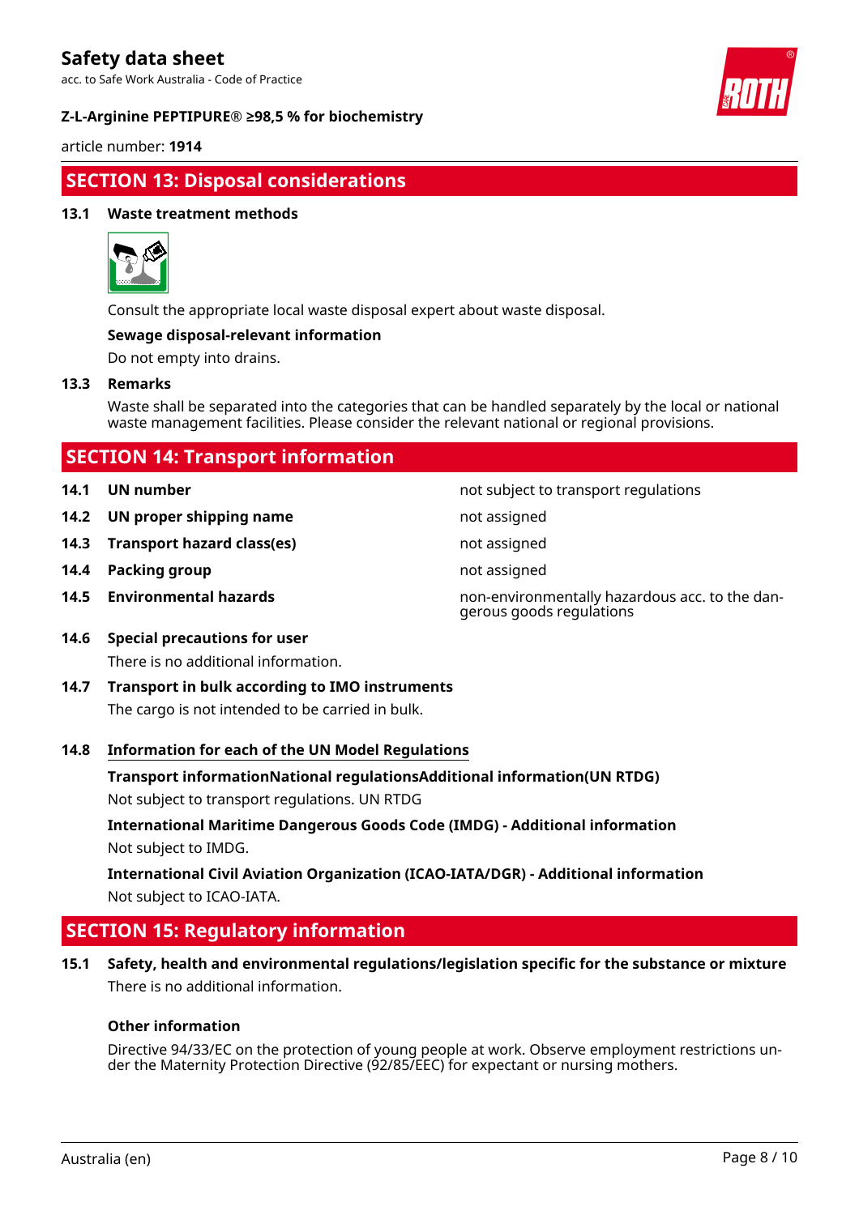## SECTION 13: Disposal considerations

### 13.1 Waste treatment methods

Consult the appropriate local waste disposal expert about waste disposal.

**Sewage disposal-relevant information**

Do not empty into drains.

### 13.3 Remarks

Waste shall be separated into the categories that can be handled separately by the local or national waste management facilities. Please consider the relevant national or regional provisions.

## SECTION 14: Transport information

| | | |
|---|---|---|
| **14.1** | **UN number** | not subject to transport regulations |
| **14.2** | **UN proper shipping name** | not assigned |
| **14.3** | **Transport hazard class(es)** | not assigned |
| **14.4** | **Packing group** | not assigned |
| **14.5** | **Environmental hazards** | non-environmentally hazardous acc. to the dangerous goods regulations |

### 14.6 Special precautions for user

There is no additional information.

### 14.7 Transport in bulk according to IMO instruments

The cargo is not intended to be carried in bulk.

### 14.8 Information for each of the UN Model Regulations

**Transport informationNational regulationsAdditional information(UN RTDG)**

Not subject to transport regulations. UN RTDG

**International Maritime Dangerous Goods Code (IMDG) - Additional information**

Not subject to IMDG.

**International Civil Aviation Organization (ICAO-IATA/DGR) - Additional information**

Not subject to ICAO-IATA.

## SECTION 15: Regulatory information

### 15.1 Safety, health and environmental regulations/legislation specific for the substance or mixture

There is no additional information.

**Other information**

Directive 94/33/EC on the protection of young people at work. Observe employment restrictions under the Maternity Protection Directive (92/85/EEC) for expectant or nursing mothers.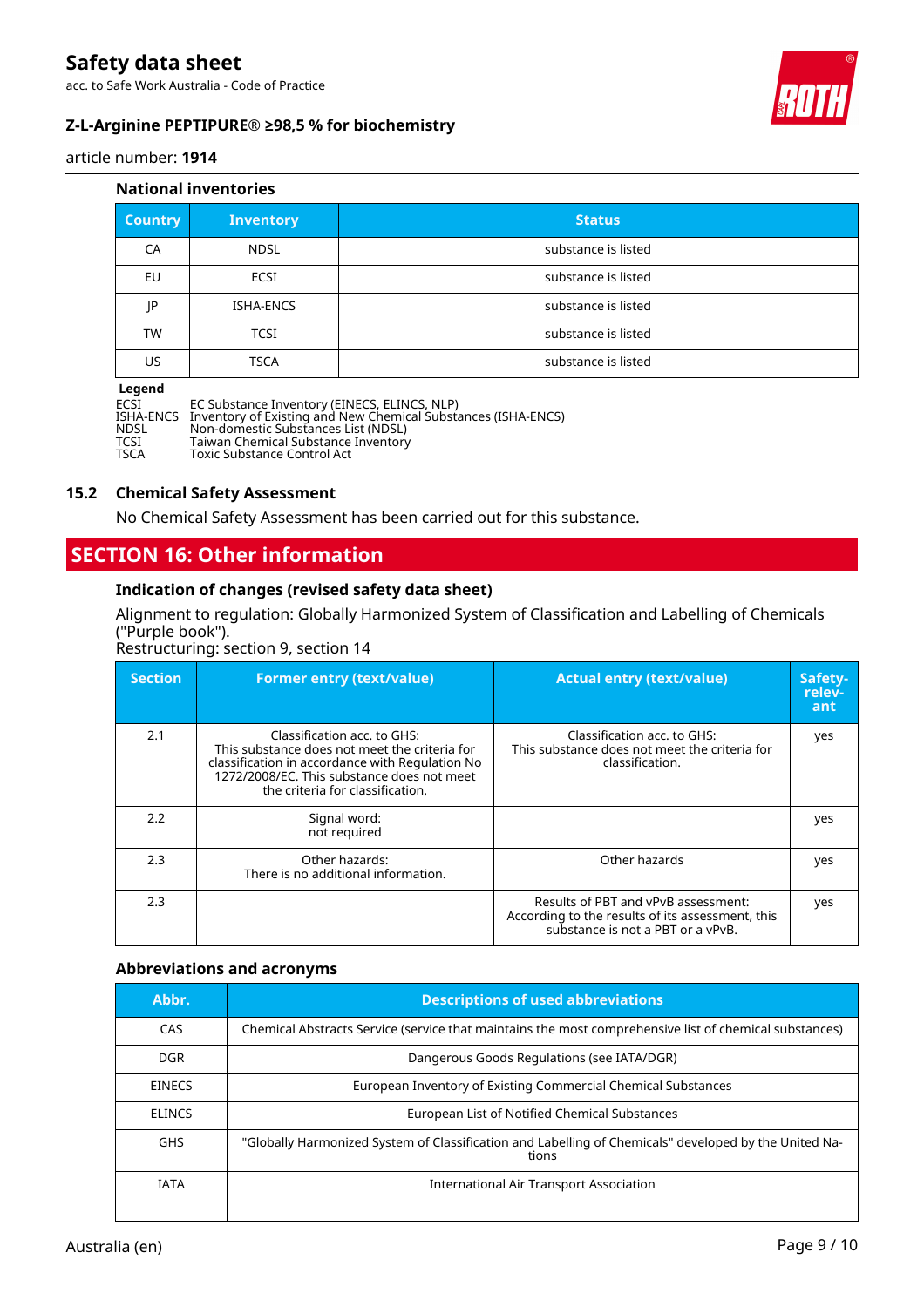### National inventories

| Country | Inventory | Status |
|---|---|---|
| CA | NDSL | substance is listed |
| EU | ECSI | substance is listed |
| JP | ISHA-ENCS | substance is listed |
| TW | TCSI | substance is listed |
| US | TSCA | substance is listed |

**Legend**

ECSI EC Substance Inventory (EINECS, ELINCS, NLP)
ISHA-ENCS Inventory of Existing and New Chemical Substances (ISHA-ENCS)
NDSL Non-domestic Substances List (NDSL)
TCSI Taiwan Chemical Substance Inventory
TSCA Toxic Substance Control Act

### 15.2 Chemical Safety Assessment

No Chemical Safety Assessment has been carried out for this substance.

## SECTION 16: Other information

### Indication of changes (revised safety data sheet)

Alignment to regulation: Globally Harmonized System of Classification and Labelling of Chemicals ("Purple book").
Restructuring: section 9, section 14

| Section | Former entry (text/value) | Actual entry (text/value) | Safety-relevant |
|---|---|---|---|
| 2.1 | Classification acc. to GHS: This substance does not meet the criteria for classification in accordance with Regulation No 1272/2008/EC. This substance does not meet the criteria for classification. | Classification acc. to GHS: This substance does not meet the criteria for classification. | yes |
| 2.2 | Signal word: not required | | yes |
| 2.3 | Other hazards: There is no additional information. | Other hazards | yes |
| 2.3 | | Results of PBT and vPvB assessment: According to the results of its assessment, this substance is not a PBT or a vPvB. | yes |

### Abbreviations and acronyms

| Abbr. | Descriptions of used abbreviations |
|---|---|
| CAS | Chemical Abstracts Service (service that maintains the most comprehensive list of chemical substances) |
| DGR | Dangerous Goods Regulations (see IATA/DGR) |
| EINECS | European Inventory of Existing Commercial Chemical Substances |
| ELINCS | European List of Notified Chemical Substances |
| GHS | "Globally Harmonized System of Classification and Labelling of Chemicals" developed by the United Nations |
| IATA | International Air Transport Association |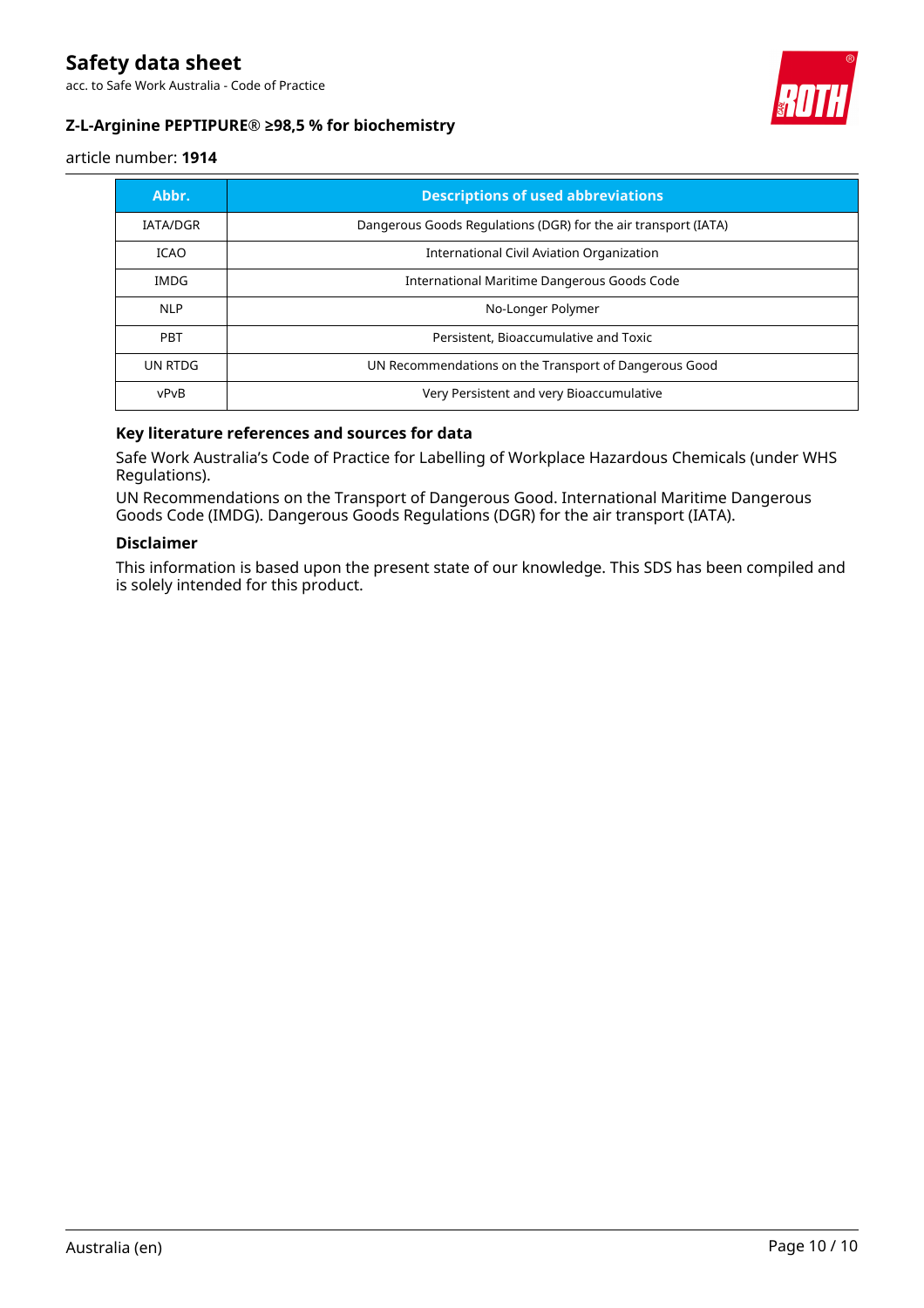| Abbr. | Descriptions of used abbreviations |
|---|---|
| IATA/DGR | Dangerous Goods Regulations (DGR) for the air transport (IATA) |
| ICAO | International Civil Aviation Organization |
| IMDG | International Maritime Dangerous Goods Code |
| NLP | No-Longer Polymer |
| PBT | Persistent, Bioaccumulative and Toxic |
| UN RTDG | UN Recommendations on the Transport of Dangerous Good |
| vPvB | Very Persistent and very Bioaccumulative |

### Key literature references and sources for data

Safe Work Australia's Code of Practice for Labelling of Workplace Hazardous Chemicals (under WHS Regulations).

UN Recommendations on the Transport of Dangerous Good. International Maritime Dangerous Goods Code (IMDG). Dangerous Goods Regulations (DGR) for the air transport (IATA).

### Disclaimer

This information is based upon the present state of our knowledge. This SDS has been compiled and is solely intended for this product.